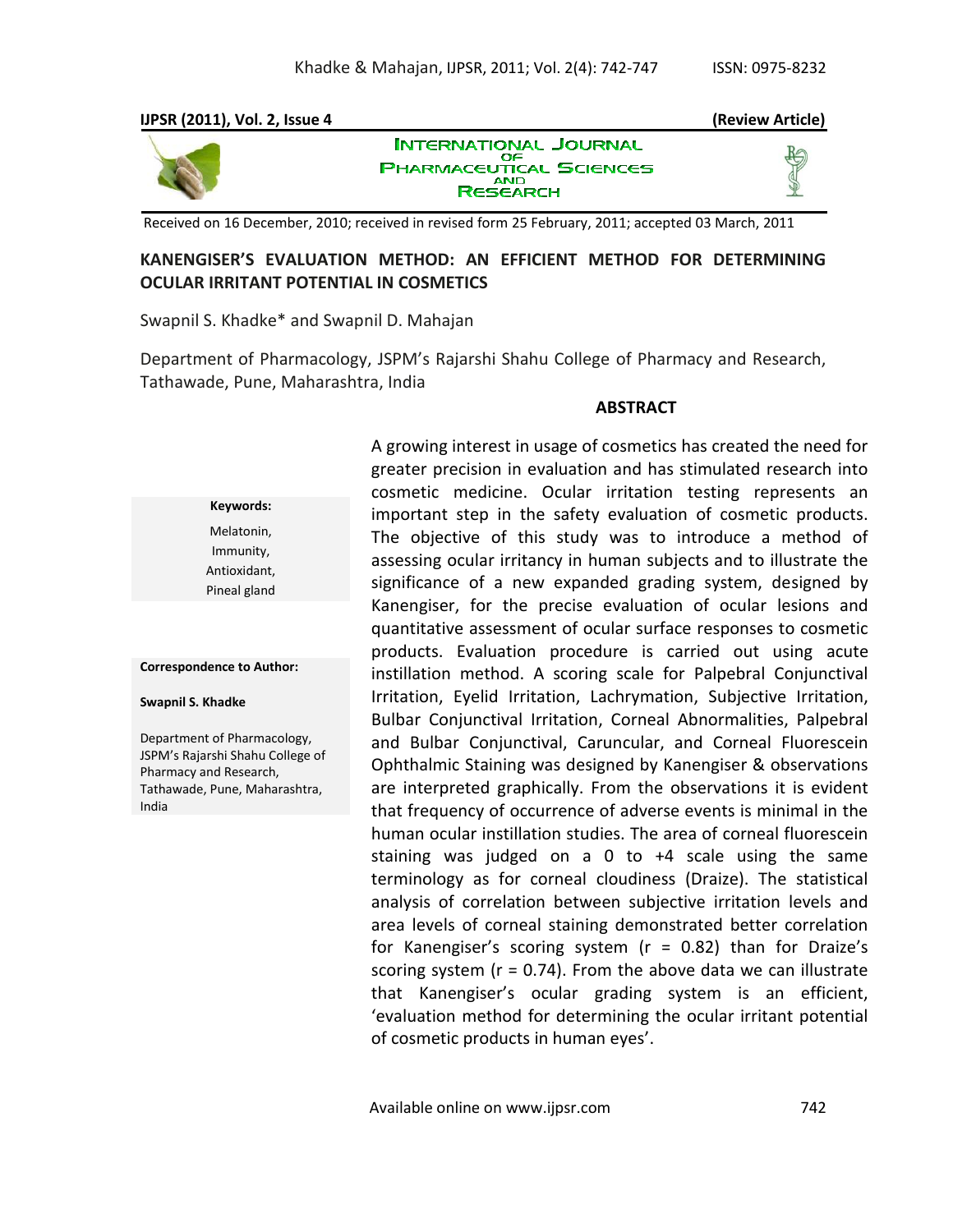IJPSR (2011), Vol. 2, Issue 4 **(Review Article)**

INTERNATIONAL JOURNAL OF PHARMACEUTICAL SCIENCES AND RESEARCH

Received on 16 December, 2010; received in revised form 25 February, 2011; accepted 03 March, 2011

# KANENGISER'S EVALUATION METHOD: AN EFFICIENT METHOD FOR DETERMINING OCULAR IRRITANT POTENTIAL IN COSMETICS

Swapnil S. Khadke* and Swapnil D. Mahajan

Department of Pharmacology, JSPM's Rajarshi Shahu College of Pharmacy and Research, Tathawade, Pune, Maharashtra, India

**Keywords:**

Melatonin,
Immunity,
Antioxidant,
Pineal gland

**Correspondence to Author:**

**Swapnil S. Khadke**

Department of Pharmacology, JSPM's Rajarshi Shahu College of Pharmacy and Research, Tathawade, Pune, Maharashtra, India

## ABSTRACT

A growing interest in usage of cosmetics has created the need for greater precision in evaluation and has stimulated research into cosmetic medicine. Ocular irritation testing represents an important step in the safety evaluation of cosmetic products. The objective of this study was to introduce a method of assessing ocular irritancy in human subjects and to illustrate the significance of a new expanded grading system, designed by Kanengiser, for the precise evaluation of ocular lesions and quantitative assessment of ocular surface responses to cosmetic products. Evaluation procedure is carried out using acute instillation method. A scoring scale for Palpebral Conjunctival Irritation, Eyelid Irritation, Lachrymation, Subjective Irritation, Bulbar Conjunctival Irritation, Corneal Abnormalities, Palpebral and Bulbar Conjunctival, Caruncular, and Corneal Fluorescein Ophthalmic Staining was designed by Kanengiser & observations are interpreted graphically. From the observations it is evident that frequency of occurrence of adverse events is minimal in the human ocular instillation studies. The area of corneal fluorescein staining was judged on a 0 to +4 scale using the same terminology as for corneal cloudiness (Draize). The statistical analysis of correlation between subjective irritation levels and area levels of corneal staining demonstrated better correlation for Kanengiser's scoring system ($r = 0.82$) than for Draize's scoring system ($r = 0.74$). From the above data we can illustrate that Kanengiser's ocular grading system is an efficient, 'evaluation method for determining the ocular irritant potential of cosmetic products in human eyes'.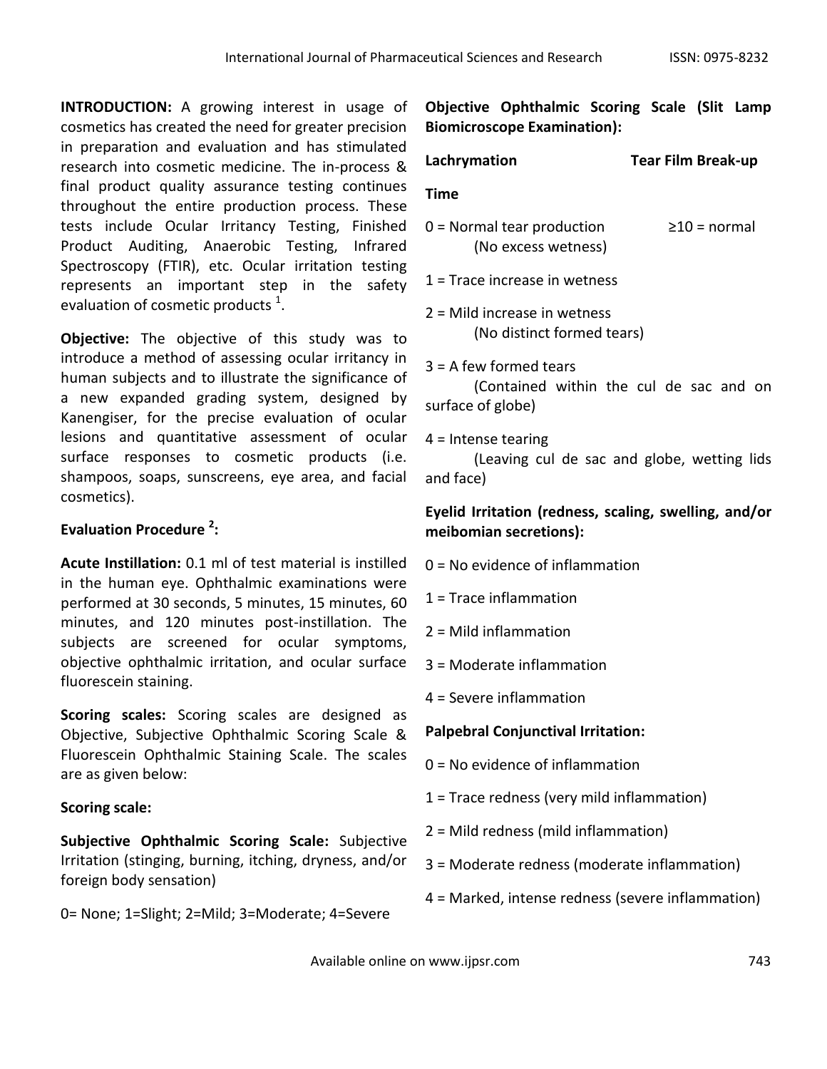**INTRODUCTION:** A growing interest in usage of cosmetics has created the need for greater precision in preparation and evaluation and has stimulated research into cosmetic medicine. The in-process & final product quality assurance testing continues throughout the entire production process. These tests include Ocular Irritancy Testing, Finished Product Auditing, Anaerobic Testing, Infrared Spectroscopy (FTIR), etc. Ocular irritation testing represents an important step in the safety evaluation of cosmetic products [1].

**Objective:** The objective of this study was to introduce a method of assessing ocular irritancy in human subjects and to illustrate the significance of a new expanded grading system, designed by Kanengiser, for the precise evaluation of ocular lesions and quantitative assessment of ocular surface responses to cosmetic products (i.e. shampoos, soaps, sunscreens, eye area, and facial cosmetics).

**Evaluation Procedure [2]:**

**Acute Instillation:** 0.1 ml of test material is instilled in the human eye. Ophthalmic examinations were performed at 30 seconds, 5 minutes, 15 minutes, 60 minutes, and 120 minutes post-instillation. The subjects are screened for ocular symptoms, objective ophthalmic irritation, and ocular surface fluorescein staining.

**Scoring scales:** Scoring scales are designed as Objective, Subjective Ophthalmic Scoring Scale & Fluorescein Ophthalmic Staining Scale. The scales are as given below:

**Scoring scale:**

**Subjective Ophthalmic Scoring Scale:** Subjective Irritation (stinging, burning, itching, dryness, and/or foreign body sensation)

0= None; 1=Slight; 2=Mild; 3=Moderate; 4=Severe

**Objective Ophthalmic Scoring Scale (Slit Lamp Biomicroscope Examination):**

**Lachrymation** **Tear Film Break-up Time**

0 = Normal tear production (No excess wetness) ≥10 = normal

1 = Trace increase in wetness

2 = Mild increase in wetness (No distinct formed tears)

3 = A few formed tears (Contained within the cul de sac and on surface of globe)

4 = Intense tearing (Leaving cul de sac and globe, wetting lids and face)

**Eyelid Irritation (redness, scaling, swelling, and/or meibomian secretions):**

0 = No evidence of inflammation

1 = Trace inflammation

2 = Mild inflammation

3 = Moderate inflammation

4 = Severe inflammation

**Palpebral Conjunctival Irritation:**

0 = No evidence of inflammation

1 = Trace redness (very mild inflammation)

2 = Mild redness (mild inflammation)

3 = Moderate redness (moderate inflammation)

4 = Marked, intense redness (severe inflammation)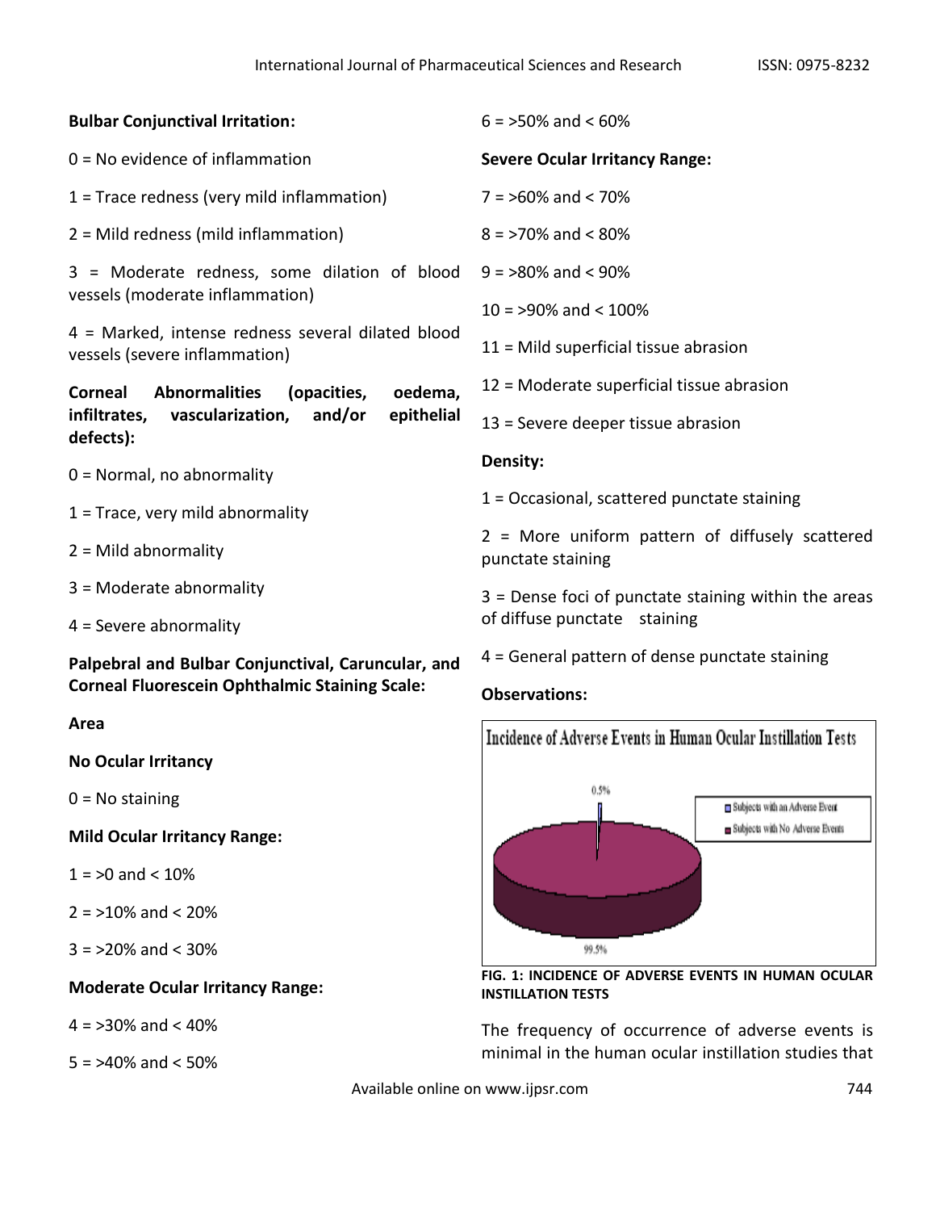**Bulbar Conjunctival Irritation:**

0 = No evidence of inflammation

1 = Trace redness (very mild inflammation)

2 = Mild redness (mild inflammation)

3 = Moderate redness, some dilation of blood vessels (moderate inflammation)

4 = Marked, intense redness several dilated blood vessels (severe inflammation)

**Corneal Abnormalities (opacities, oedema, infiltrates, vascularization, and/or epithelial defects):**

0 = Normal, no abnormality

1 = Trace, very mild abnormality

2 = Mild abnormality

3 = Moderate abnormality

4 = Severe abnormality

**Palpebral and Bulbar Conjunctival, Caruncular, and Corneal Fluorescein Ophthalmic Staining Scale:**

**Area**

**No Ocular Irritancy**

0 = No staining

**Mild Ocular Irritancy Range:**

1 = >0 and < 10%

2 = >10% and < 20%

3 = >20% and < 30%

**Moderate Ocular Irritancy Range:**

4 = >30% and < 40%

5 = >40% and < 50%

6 = >50% and < 60%

**Severe Ocular Irritancy Range:**

7 = >60% and < 70%

8 = >70% and < 80%

9 = >80% and < 90%

10 = >90% and < 100%

11 = Mild superficial tissue abrasion

12 = Moderate superficial tissue abrasion

13 = Severe deeper tissue abrasion

**Density:**

1 = Occasional, scattered punctate staining

2 = More uniform pattern of diffusely scattered punctate staining

3 = Dense foci of punctate staining within the areas of diffuse punctate staining

4 = General pattern of dense punctate staining

**Observations:**

Incidence of Adverse Events in Human Ocular Instillation Tests

0.5% — Subjects with an Adverse Event

99.5% — Subjects with No Adverse Events

**FIG. 1: INCIDENCE OF ADVERSE EVENTS IN HUMAN OCULAR INSTILLATION TESTS**

The frequency of occurrence of adverse events is minimal in the human ocular instillation studies that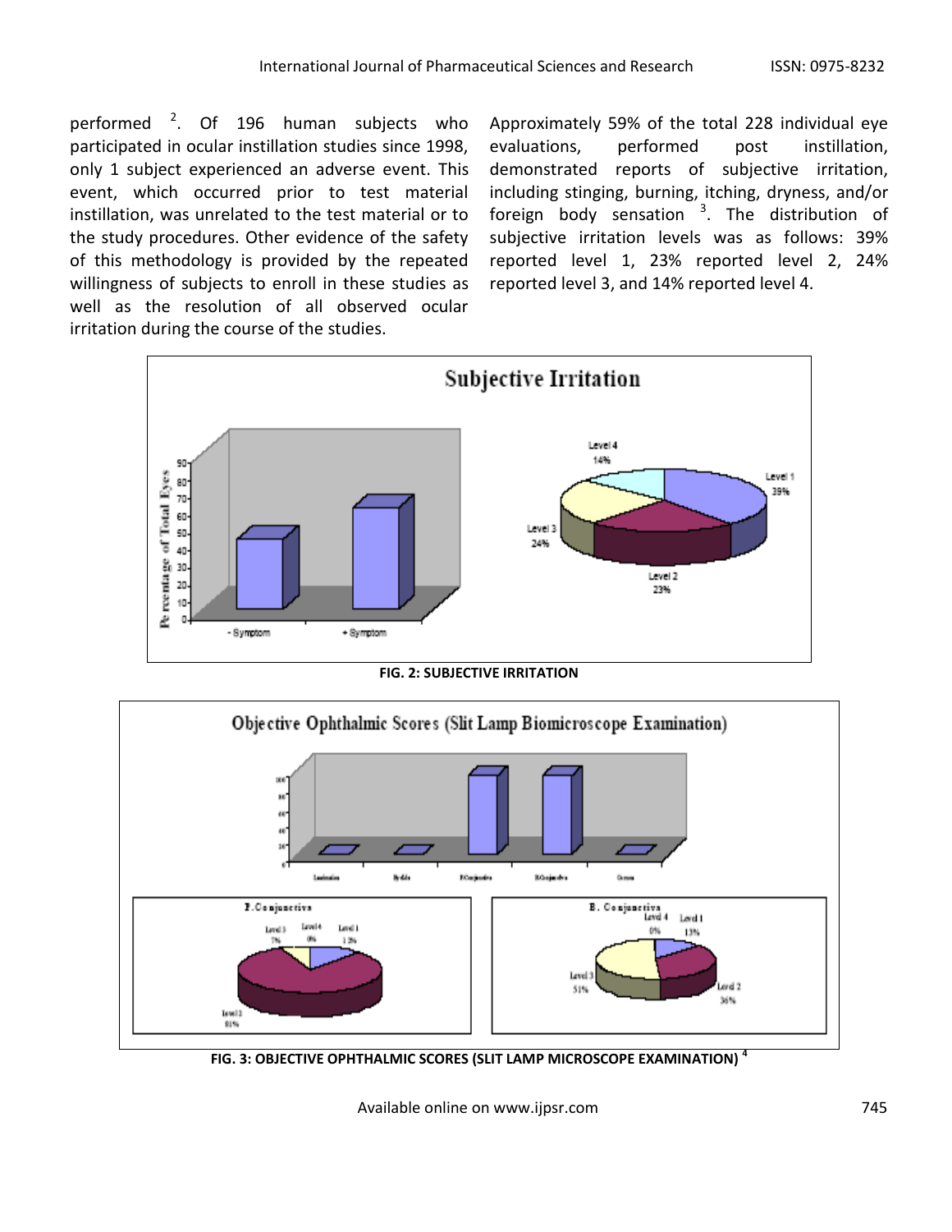performed [2]. Of 196 human subjects who participated in ocular instillation studies since 1998, only 1 subject experienced an adverse event. This event, which occurred prior to test material instillation, was unrelated to the test material or to the study procedures. Other evidence of the safety of this methodology is provided by the repeated willingness of subjects to enroll in these studies as well as the resolution of all observed ocular irritation during the course of the studies.

Approximately 59% of the total 228 individual eye evaluations, performed post instillation, demonstrated reports of subjective irritation, including stinging, burning, itching, dryness, and/or foreign body sensation [3]. The distribution of subjective irritation levels was as follows: 39% reported level 1, 23% reported level 2, 24% reported level 3, and 14% reported level 4.

**FIG. 2: SUBJECTIVE IRRITATION**

**FIG. 3: OBJECTIVE OPHTHALMIC SCORES (SLIT LAMP MICROSCOPE EXAMINATION) [4]**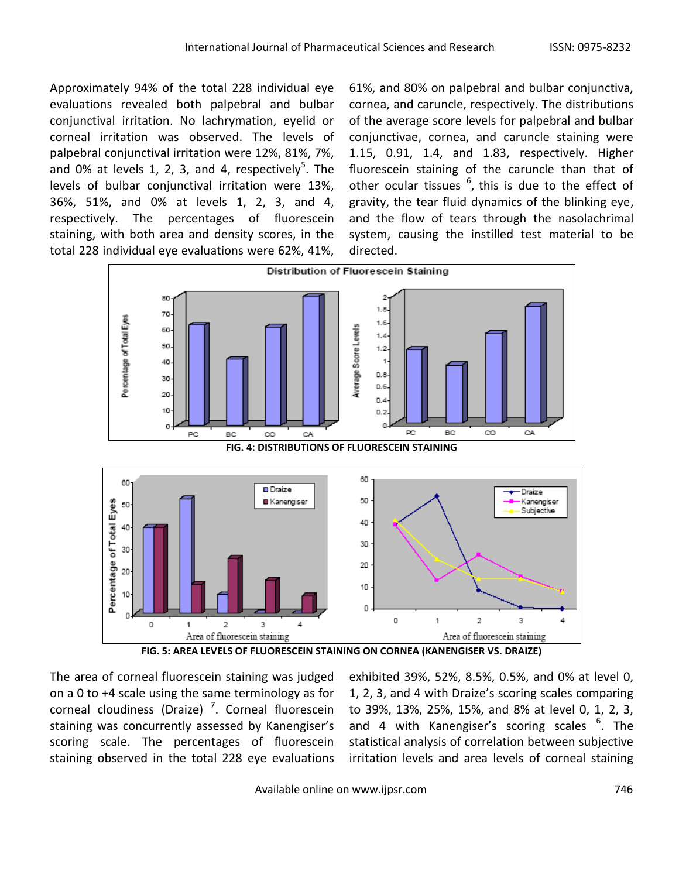Approximately 94% of the total 228 individual eye evaluations revealed both palpebral and bulbar conjunctival irritation. No lachrymation, eyelid or corneal irritation was observed. The levels of palpebral conjunctival irritation were 12%, 81%, 7%, and 0% at levels 1, 2, 3, and 4, respectively[5]. The levels of bulbar conjunctival irritation were 13%, 36%, 51%, and 0% at levels 1, 2, 3, and 4, respectively. The percentages of fluorescein staining, with both area and density scores, in the total 228 individual eye evaluations were 62%, 41%, 61%, and 80% on palpebral and bulbar conjunctiva, cornea, and caruncle, respectively. The distributions of the average score levels for palpebral and bulbar conjunctivae, cornea, and caruncle staining were 1.15, 0.91, 1.4, and 1.83, respectively. Higher fluorescein staining of the caruncle than that of other ocular tissues [6], this is due to the effect of gravity, the tear fluid dynamics of the blinking eye, and the flow of tears through the nasolachrimal system, causing the instilled test material to be directed.

**FIG. 4: DISTRIBUTIONS OF FLUORESCEIN STAINING**

**FIG. 5: AREA LEVELS OF FLUORESCEIN STAINING ON CORNEA (KANENGISER VS. DRAIZE)**

The area of corneal fluorescein staining was judged on a 0 to +4 scale using the same terminology as for corneal cloudiness (Draize) [7]. Corneal fluorescein staining was concurrently assessed by Kanengiser's scoring scale. The percentages of fluorescein staining observed in the total 228 eye evaluations exhibited 39%, 52%, 8.5%, 0.5%, and 0% at level 0, 1, 2, 3, and 4 with Draize's scoring scales comparing to 39%, 13%, 25%, 15%, and 8% at level 0, 1, 2, 3, and 4 with Kanengiser's scoring scales [6]. The statistical analysis of correlation between subjective irritation levels and area levels of corneal staining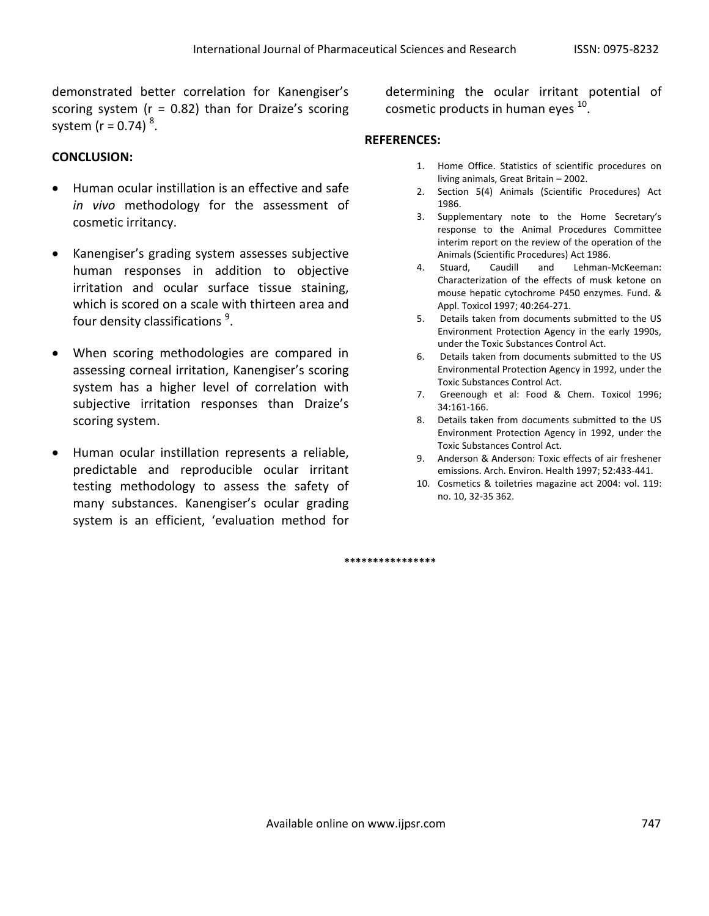demonstrated better correlation for Kanengiser's scoring system (r = 0.82) than for Draize's scoring system (r = 0.74) [8].

**CONCLUSION:**

- Human ocular instillation is an effective and safe *in vivo* methodology for the assessment of cosmetic irritancy.
- Kanengiser's grading system assesses subjective human responses in addition to objective irritation and ocular surface tissue staining, which is scored on a scale with thirteen area and four density classifications [9].
- When scoring methodologies are compared in assessing corneal irritation, Kanengiser's scoring system has a higher level of correlation with subjective irritation responses than Draize's scoring system.
- Human ocular instillation represents a reliable, predictable and reproducible ocular irritant testing methodology to assess the safety of many substances. Kanengiser's ocular grading system is an efficient, 'evaluation method for determining the ocular irritant potential of cosmetic products in human eyes [10].

**REFERENCES:**

1. Home Office. Statistics of scientific procedures on living animals, Great Britain – 2002.
2. Section 5(4) Animals (Scientific Procedures) Act 1986.
3. Supplementary note to the Home Secretary's response to the Animal Procedures Committee interim report on the review of the operation of the Animals (Scientific Procedures) Act 1986.
4. Stuard, Caudill and Lehman-McKeeman: Characterization of the effects of musk ketone on mouse hepatic cytochrome P450 enzymes. Fund. & Appl. Toxicol 1997; 40:264-271.
5. Details taken from documents submitted to the US Environment Protection Agency in the early 1990s, under the Toxic Substances Control Act.
6. Details taken from documents submitted to the US Environmental Protection Agency in 1992, under the Toxic Substances Control Act.
7. Greenough et al: Food & Chem. Toxicol 1996; 34:161-166.
8. Details taken from documents submitted to the US Environment Protection Agency in 1992, under the Toxic Substances Control Act.
9. Anderson & Anderson: Toxic effects of air freshener emissions. Arch. Environ. Health 1997; 52:433-441.
10. Cosmetics & toiletries magazine act 2004: vol. 119: no. 10, 32-35 362.

****************